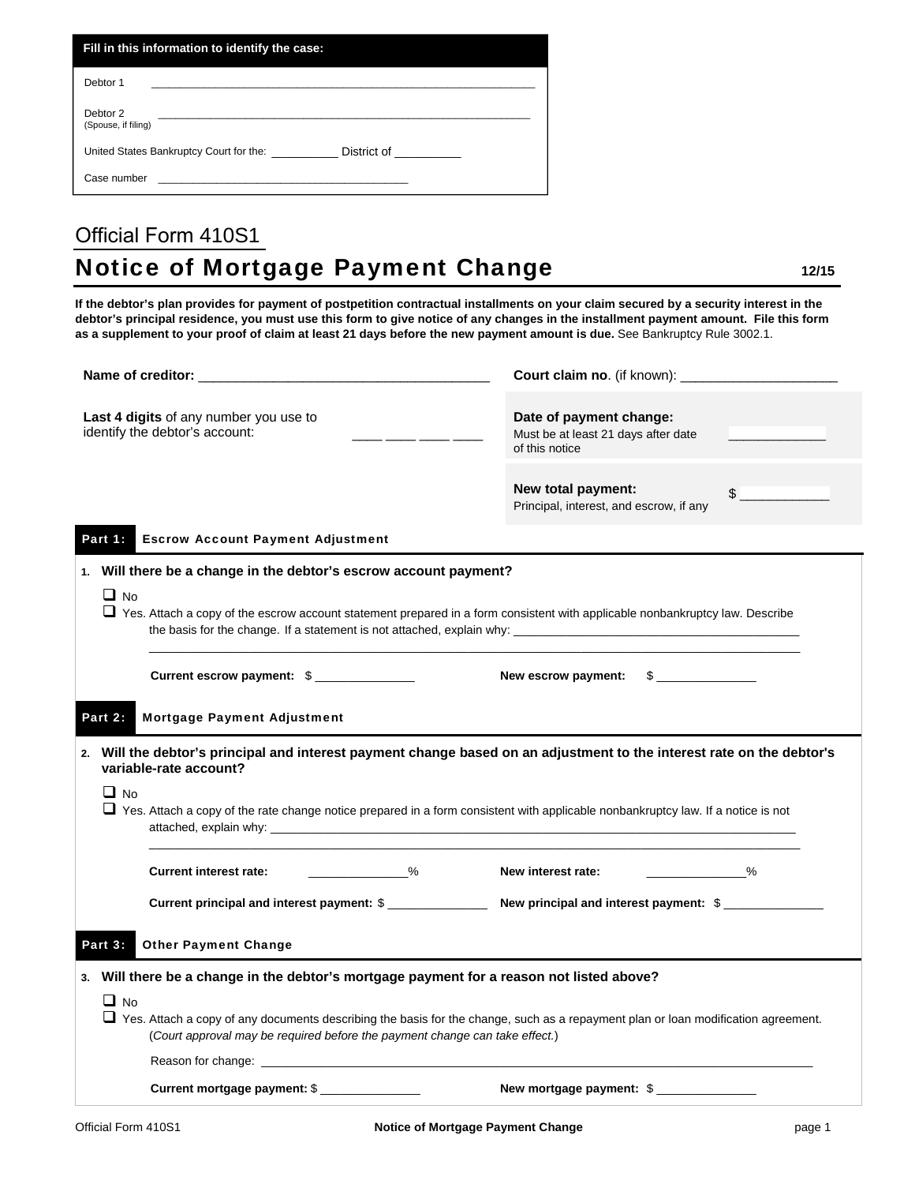**Fill in this information to identify the case:**

Debtor 1 ______________________________________________

Debtor 2 ______________________________________________
(Spouse, if filing)

United States Bankruptcy Court for the: __________ District of __________

Case number ______________________________

Official Form 410S1

# Notice of Mortgage Payment Change

12/15

**If the debtor's plan provides for payment of postpetition contractual installments on your claim secured by a security interest in the debtor's principal residence, you must use this form to give notice of any changes in the installment payment amount. File this form as a supplement to your proof of claim at least 21 days before the new payment amount is due.** See Bankruptcy Rule 3002.1.

**Name of creditor:** ______________________________________

**Court claim no**. (if known): ____________________

**Last 4 digits** of any number you use to identify the debtor's account: ____ ____ ____ ____

**Date of payment change:**
Must be at least 21 days after date of this notice _____________

**New total payment:**
Principal, interest, and escrow, if any $ ____________

## Part 1: Escrow Account Payment Adjustment

**1. Will there be a change in the debtor's escrow account payment?**

- ❑ No
- ❑ Yes. Attach a copy of the escrow account statement prepared in a form consistent with applicable nonbankruptcy law. Describe the basis for the change. If a statement is not attached, explain why: ______________________________________________
______________________________________________________________________________

**Current escrow payment:** $ ______________ **New escrow payment:** $ ______________

## Part 2: Mortgage Payment Adjustment

**2. Will the debtor's principal and interest payment change based on an adjustment to the interest rate on the debtor's variable-rate account?**

- ❑ No
- ❑ Yes. Attach a copy of the rate change notice prepared in a form consistent with applicable nonbankruptcy law. If a notice is not attached, explain why: ______________________________________________
______________________________________________________________________________

**Current interest rate:** ______________% **New interest rate:** ______________%

**Current principal and interest payment:** $ ______________ **New principal and interest payment:** $ ______________

## Part 3: Other Payment Change

**3. Will there be a change in the debtor's mortgage payment for a reason not listed above?**

- ❑ No
- ❑ Yes. Attach a copy of any documents describing the basis for the change, such as a repayment plan or loan modification agreement. (*Court approval may be required before the payment change can take effect.*)

Reason for change: ______________________________________________________________

**Current mortgage payment:** $ ______________ **New mortgage payment:** $ ______________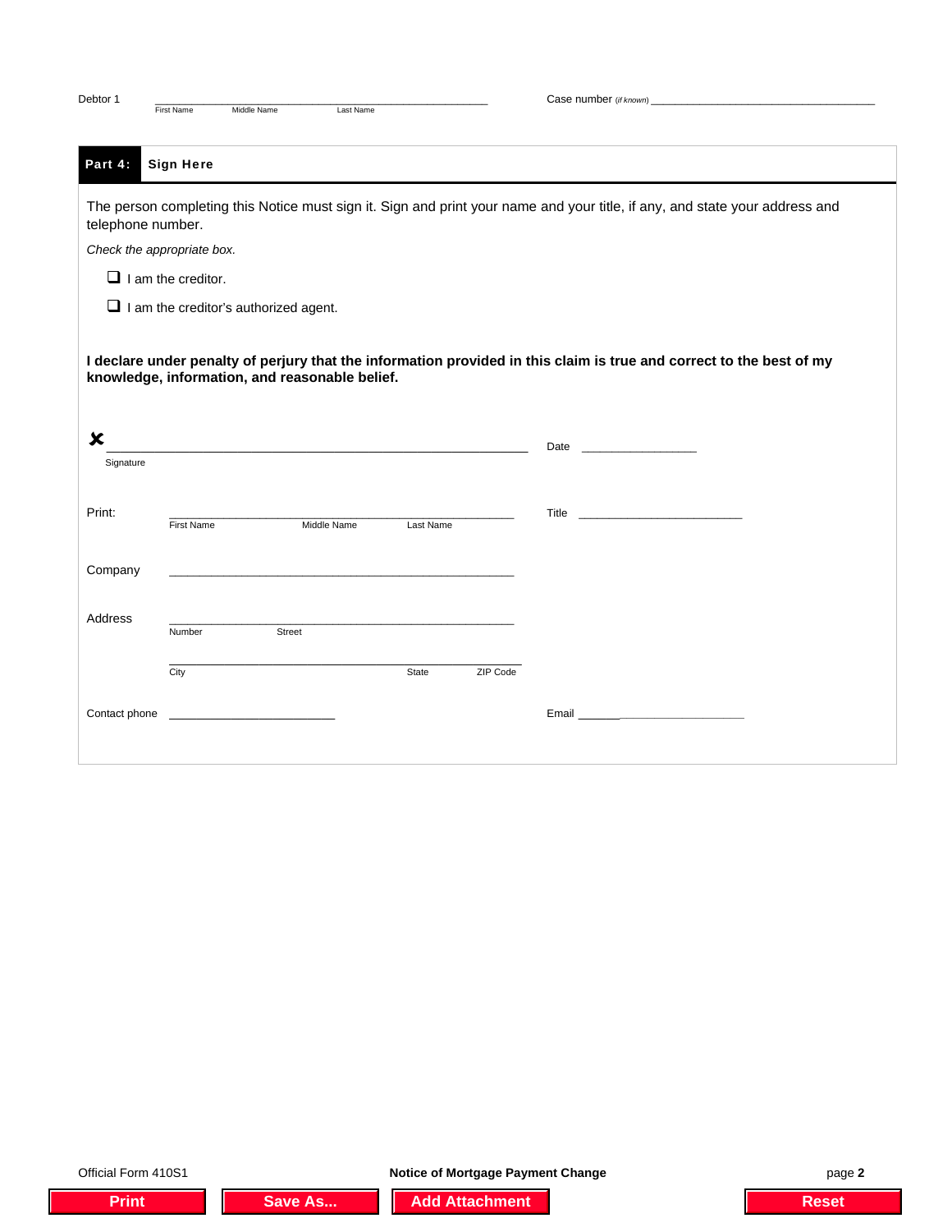Debtor 1 _______________________________________________ Case number (*if known*) ______________________________
First Name Middle Name Last Name

## Part 4: Sign Here

The person completing this Notice must sign it. Sign and print your name and your title, if any, and state your address and telephone number.

*Check the appropriate box.*

- ☐ I am the creditor.
- ☐ I am the creditor's authorized agent.

**I declare under penalty of perjury that the information provided in this claim is true and correct to the best of my knowledge, information, and reasonable belief.**

✘ _______________________________________________ Date ________________
Signature

Print: _______________________________________________ Title ________________________
First Name Middle Name Last Name

Company _______________________________________________

Address _______________________________________________
Number Street

_______________________________________________
City State ZIP Code

Contact phone ________________________ Email ________________________

Official Form 410S1 **Notice of Mortgage Payment Change**